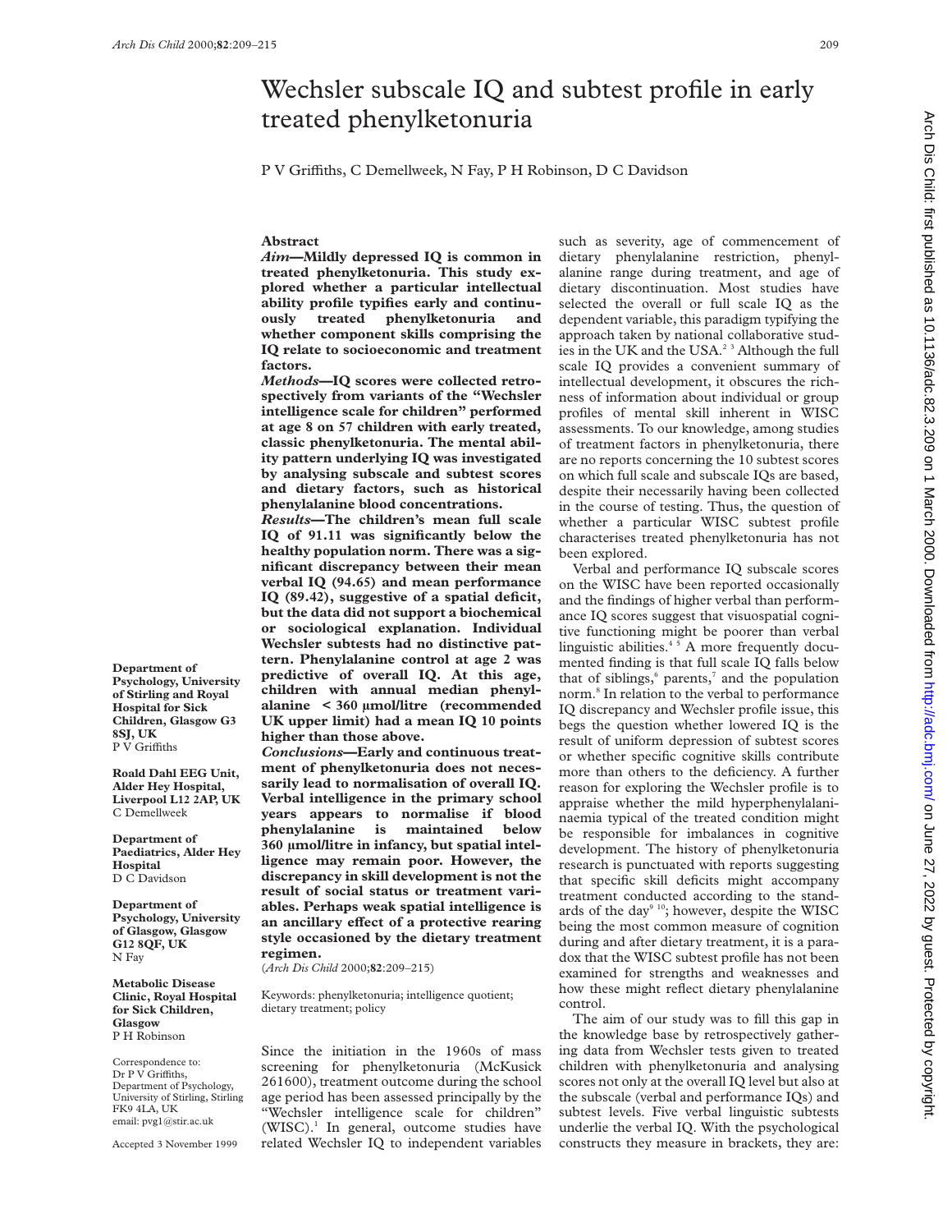# Wechsler subscale IQ and subtest profile in early treated phenylketonuria

P V Griffiths, C Demellweek, N Fay, P H Robinson, D C Davidson

## Abstract

***Aim*—Mildly depressed IQ is common in treated phenylketonuria. This study explored whether a particular intellectual ability profile typifies early and continuously treated phenylketonuria and whether component skills comprising the IQ relate to socioeconomic and treatment factors.**

***Methods*—IQ scores were collected retrospectively from variants of the "Wechsler intelligence scale for children" performed at age 8 on 57 children with early treated, classic phenylketonuria. The mental ability pattern underlying IQ was investigated by analysing subscale and subtest scores and dietary factors, such as historical phenylalanine blood concentrations.**

***Results*—The children's mean full scale IQ of 91.11 was significantly below the healthy population norm. There was a significant discrepancy between their mean verbal IQ (94.65) and mean performance IQ (89.42), suggestive of a spatial deficit, but the data did not support a biochemical or sociological explanation. Individual Wechsler subtests had no distinctive pattern. Phenylalanine control at age 2 was predictive of overall IQ. At this age, children with annual median phenylalanine < 360 μmol/litre (recommended UK upper limit) had a mean IQ 10 points higher than those above.**

***Conclusions*—Early and continuous treatment of phenylketonuria does not necessarily lead to normalisation of overall IQ. Verbal intelligence in the primary school years appears to normalise if blood phenylalanine is maintained below 360 μmol/litre in infancy, but spatial intelligence may remain poor. However, the discrepancy in skill development is not the result of social status or treatment variables. Perhaps weak spatial intelligence is an ancillary effect of a protective rearing style occasioned by the dietary treatment regimen.**

(*Arch Dis Child* 2000;**82**:209–215)

Keywords: phenylketonuria; intelligence quotient; dietary treatment; policy

**Department of Psychology, University of Stirling and Royal Hospital for Sick Children, Glasgow G3 8SJ, UK**
P V Griffiths

**Roald Dahl EEG Unit, Alder Hey Hospital, Liverpool L12 2AP, UK**
C Demellweek

**Department of Paediatrics, Alder Hey Hospital**
D C Davidson

**Department of Psychology, University of Glasgow, Glasgow G12 8QF, UK**
N Fay

**Metabolic Disease Clinic, Royal Hospital for Sick Children, Glasgow**
P H Robinson

Correspondence to: Dr P V Griffiths, Department of Psychology, University of Stirling, Stirling FK9 4LA, UK email: pvg1@stir.ac.uk

Accepted 3 November 1999

Since the initiation in the 1960s of mass screening for phenylketonuria (McKusick 261600), treatment outcome during the school age period has been assessed principally by the "Wechsler intelligence scale for children" (WISC).[1] In general, outcome studies have related Wechsler IQ to independent variables such as severity, age of commencement of dietary phenylalanine restriction, phenylalanine range during treatment, and age of dietary discontinuation. Most studies have selected the overall or full scale IQ as the dependent variable, this paradigm typifying the approach taken by national collaborative studies in the UK and the USA.[2 3] Although the full scale IQ provides a convenient summary of intellectual development, it obscures the richness of information about individual or group profiles of mental skill inherent in WISC assessments. To our knowledge, among studies of treatment factors in phenylketonuria, there are no reports concerning the 10 subtest scores on which full scale and subscale IQs are based, despite their necessarily having been collected in the course of testing. Thus, the question of whether a particular WISC subtest profile characterises treated phenylketonuria has not been explored.

Verbal and performance IQ subscale scores on the WISC have been reported occasionally and the findings of higher verbal than performance IQ scores suggest that visuospatial cognitive functioning might be poorer than verbal linguistic abilities.[4 5] A more frequently documented finding is that full scale IQ falls below that of siblings,[6] parents,[7] and the population norm.[8] In relation to the verbal to performance IQ discrepancy and Wechsler profile issue, this begs the question whether lowered IQ is the result of uniform depression of subtest scores or whether specific cognitive skills contribute more than others to the deficiency. A further reason for exploring the Wechsler profile is to appraise whether the mild hyperphenylalaninaemia typical of the treated condition might be responsible for imbalances in cognitive development. The history of phenylketonuria research is punctuated with reports suggesting that specific skill deficits might accompany treatment conducted according to the standards of the day[9 10]; however, despite the WISC being the most common measure of cognition during and after dietary treatment, it is a paradox that the WISC subtest profile has not been examined for strengths and weaknesses and how these might reflect dietary phenylalanine control.

The aim of our study was to fill this gap in the knowledge base by retrospectively gathering data from Wechsler tests given to treated children with phenylketonuria and analysing scores not only at the overall IQ level but also at the subscale (verbal and performance IQs) and subtest levels. Five verbal linguistic subtests underlie the verbal IQ. With the psychological constructs they measure in brackets, they are: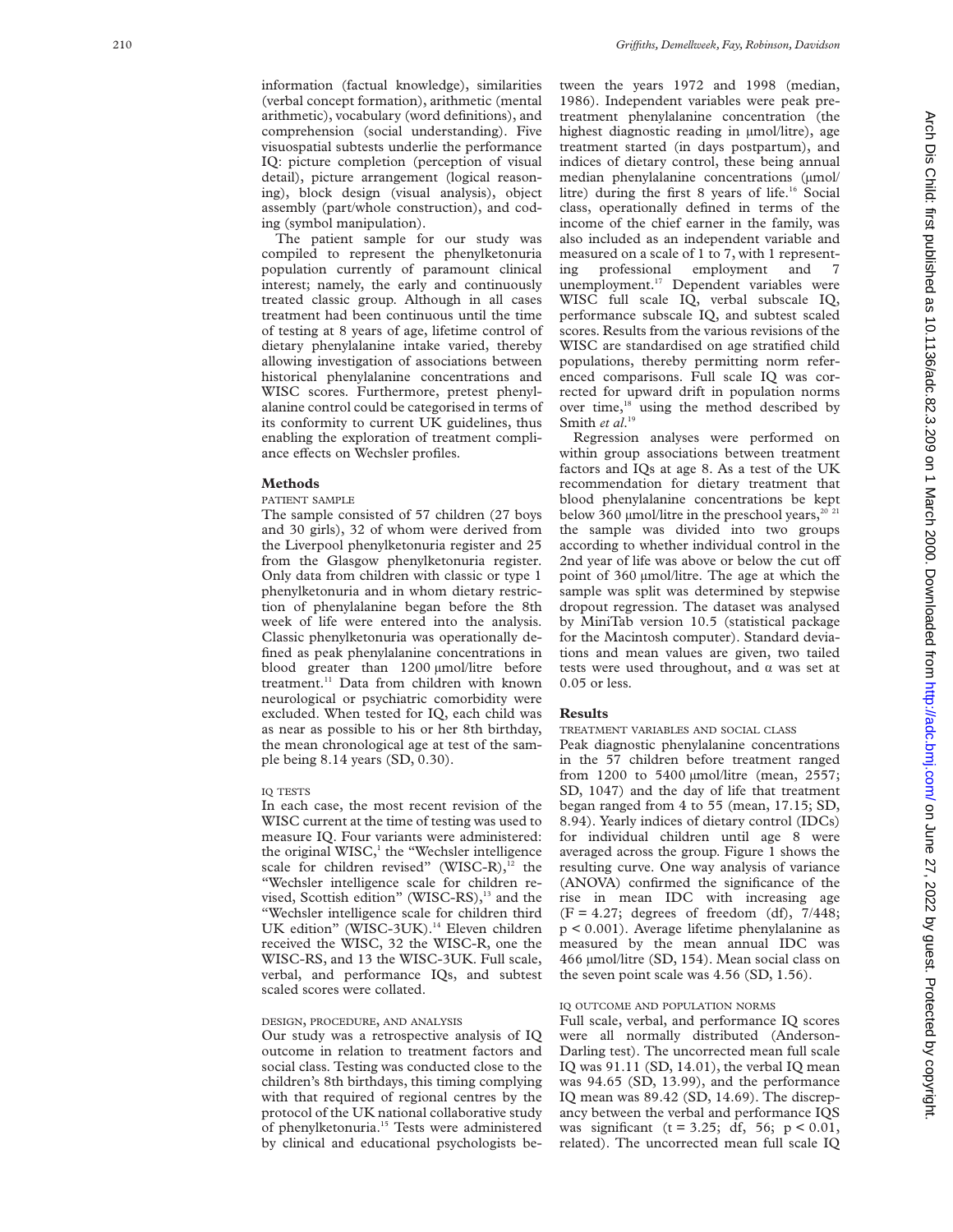information (factual knowledge), similarities (verbal concept formation), arithmetic (mental arithmetic), vocabulary (word definitions), and comprehension (social understanding). Five visuospatial subtests underlie the performance IQ: picture completion (perception of visual detail), picture arrangement (logical reasoning), block design (visual analysis), object assembly (part/whole construction), and coding (symbol manipulation).

The patient sample for our study was compiled to represent the phenylketonuria population currently of paramount clinical interest; namely, the early and continuously treated classic group. Although in all cases treatment had been continuous until the time of testing at 8 years of age, lifetime control of dietary phenylalanine intake varied, thereby allowing investigation of associations between historical phenylalanine concentrations and WISC scores. Furthermore, pretest phenylalanine control could be categorised in terms of its conformity to current UK guidelines, thus enabling the exploration of treatment compliance effects on Wechsler profiles.

## Methods

### PATIENT SAMPLE

The sample consisted of 57 children (27 boys and 30 girls), 32 of whom were derived from the Liverpool phenylketonuria register and 25 from the Glasgow phenylketonuria register. Only data from children with classic or type 1 phenylketonuria and in whom dietary restriction of phenylalanine began before the 8th week of life were entered into the analysis. Classic phenylketonuria was operationally defined as peak phenylalanine concentrations in blood greater than 1200 µmol/litre before treatment.[11] Data from children with known neurological or psychiatric comorbidity were excluded. When tested for IQ, each child was as near as possible to his or her 8th birthday, the mean chronological age at test of the sample being 8.14 years (SD, 0.30).

### IQ TESTS

In each case, the most recent revision of the WISC current at the time of testing was used to measure IQ. Four variants were administered: the original WISC,[1] the "Wechsler intelligence scale for children revised" (WISC-R),[12] the "Wechsler intelligence scale for children revised, Scottish edition" (WISC-RS),[13] and the "Wechsler intelligence scale for children third UK edition" (WISC-3UK).[14] Eleven children received the WISC, 32 the WISC-R, one the WISC-RS, and 13 the WISC-3UK. Full scale, verbal, and performance IQs, and subtest scaled scores were collated.

### DESIGN, PROCEDURE, AND ANALYSIS

Our study was a retrospective analysis of IQ outcome in relation to treatment factors and social class. Testing was conducted close to the children's 8th birthdays, this timing complying with that required of regional centres by the protocol of the UK national collaborative study of phenylketonuria.[15] Tests were administered by clinical and educational psychologists between the years 1972 and 1998 (median, 1986). Independent variables were peak pretreatment phenylalanine concentration (the highest diagnostic reading in µmol/litre), age treatment started (in days postpartum), and indices of dietary control, these being annual median phenylalanine concentrations (µmol/litre) during the first 8 years of life.[16] Social class, operationally defined in terms of the income of the chief earner in the family, was also included as an independent variable and measured on a scale of 1 to 7, with 1 representing professional employment and 7 unemployment.[17] Dependent variables were WISC full scale IQ, verbal subscale IQ, performance subscale IQ, and subtest scaled scores. Results from the various revisions of the WISC are standardised on age stratified child populations, thereby permitting norm referenced comparisons. Full scale IQ was corrected for upward drift in population norms over time,[18] using the method described by Smith *et al*.[19]

Regression analyses were performed on within group associations between treatment factors and IQs at age 8. As a test of the UK recommendation for dietary treatment that blood phenylalanine concentrations be kept below 360 µmol/litre in the preschool years,[20 21] the sample was divided into two groups according to whether individual control in the 2nd year of life was above or below the cut off point of 360 µmol/litre. The age at which the sample was split was determined by stepwise dropout regression. The dataset was analysed by MiniTab version 10.5 (statistical package for the Macintosh computer). Standard deviations and mean values are given, two tailed tests were used throughout, and $\alpha$ was set at 0.05 or less.

## Results

### TREATMENT VARIABLES AND SOCIAL CLASS

Peak diagnostic phenylalanine concentrations in the 57 children before treatment ranged from 1200 to 5400 µmol/litre (mean, 2557; SD, 1047) and the day of life that treatment began ranged from 4 to 55 (mean, 17.15; SD, 8.94). Yearly indices of dietary control (IDCs) for individual children until age 8 were averaged across the group. Figure 1 shows the resulting curve. One way analysis of variance (ANOVA) confirmed the significance of the rise in mean IDC with increasing age ($F = 4.27$; degrees of freedom (df), 7/448; $p < 0.001$). Average lifetime phenylalanine as measured by the mean annual IDC was 466 µmol/litre (SD, 154). Mean social class on the seven point scale was 4.56 (SD, 1.56).

### IQ OUTCOME AND POPULATION NORMS

Full scale, verbal, and performance IQ scores were all normally distributed (Anderson-Darling test). The uncorrected mean full scale IQ was 91.11 (SD, 14.01), the verbal IQ mean was 94.65 (SD, 13.99), and the performance IQ mean was 89.42 (SD, 14.69). The discrepancy between the verbal and performance IQS was significant ($t = 3.25$; df, 56; $p < 0.01$, related). The uncorrected mean full scale IQ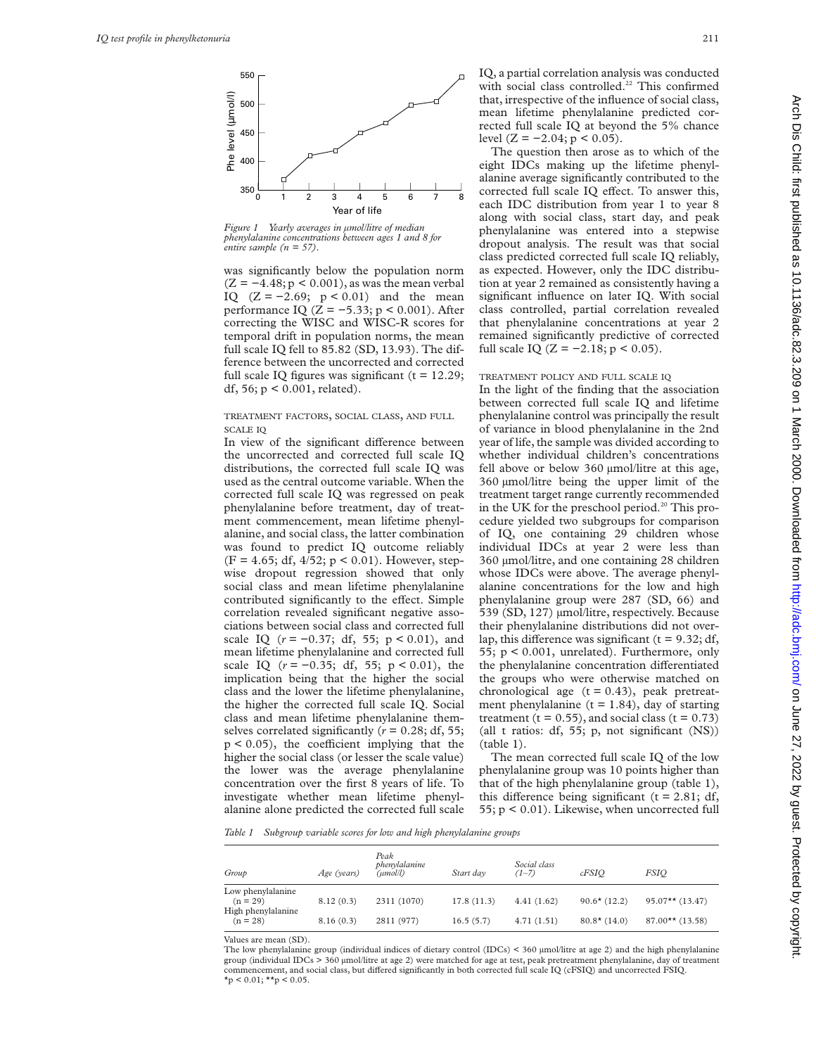Figure 1 Yearly averages in µmol/litre of median phenylalanine concentrations between ages 1 and 8 for entire sample (n = 57).

was significantly below the population norm ($Z = -4.48$; $p < 0.001$), as was the mean verbal IQ ($Z = -2.69$; $p < 0.01$) and the mean performance IQ ($Z = -5.33$; $p < 0.001$). After correcting the WISC and WISC-R scores for temporal drift in population norms, the mean full scale IQ fell to 85.82 (SD, 13.93). The difference between the uncorrected and corrected full scale IQ figures was significant ($t = 12.29$; df, 56; $p < 0.001$, related).

### TREATMENT FACTORS, SOCIAL CLASS, AND FULL SCALE IQ

In view of the significant difference between the uncorrected and corrected full scale IQ distributions, the corrected full scale IQ was used as the central outcome variable. When the corrected full scale IQ was regressed on peak phenylalanine before treatment, day of treatment commencement, mean lifetime phenylalanine, and social class, the latter combination was found to predict IQ outcome reliably ($F = 4.65$; df, 4/52; $p < 0.01$). However, stepwise dropout regression showed that only social class and mean lifetime phenylalanine contributed significantly to the effect. Simple correlation revealed significant negative associations between social class and corrected full scale IQ ($r = -0.37$; df, 55; $p < 0.01$), and mean lifetime phenylalanine and corrected full scale IQ ($r = -0.35$; df, 55; $p < 0.01$), the implication being that the higher the social class and the lower the lifetime phenylalanine, the higher the corrected full scale IQ. Social class and mean lifetime phenylalanine themselves correlated significantly ($r = 0.28$; df, 55; $p < 0.05$), the coefficient implying that the higher the social class (or lesser the scale value) the lower was the average phenylalanine concentration over the first 8 years of life. To investigate whether mean lifetime phenylalanine alone predicted the corrected full scale IQ, a partial correlation analysis was conducted with social class controlled.[22] This confirmed that, irrespective of the influence of social class, mean lifetime phenylalanine predicted corrected full scale IQ at beyond the 5% chance level ($Z = -2.04$; $p < 0.05$).

The question then arose as to which of the eight IDCs making up the lifetime phenylalanine average significantly contributed to the corrected full scale IQ effect. To answer this, each IDC distribution from year 1 to year 8 along with social class, start day, and peak phenylalanine was entered into a stepwise dropout analysis. The result was that social class predicted corrected full scale IQ reliably, as expected. However, only the IDC distribution at year 2 remained as consistently having a significant influence on later IQ. With social class controlled, partial correlation revealed that phenylalanine concentrations at year 2 remained significantly predictive of corrected full scale IQ ($Z = -2.18$; $p < 0.05$).

### TREATMENT POLICY AND FULL SCALE IQ

In the light of the finding that the association between corrected full scale IQ and lifetime phenylalanine control was principally the result of variance in blood phenylalanine in the 2nd year of life, the sample was divided according to whether individual children's concentrations fell above or below 360 µmol/litre at this age, 360 µmol/litre being the upper limit of the treatment target range currently recommended in the UK for the preschool period.[20] This procedure yielded two subgroups for comparison of IQ, one containing 29 children whose individual IDCs at year 2 were less than 360 µmol/litre, and one containing 28 children whose IDCs were above. The average phenylalanine concentrations for the low and high phenylalanine group were 287 (SD, 66) and 539 (SD, 127) µmol/litre, respectively. Because their phenylalanine distributions did not overlap, this difference was significant ($t = 9.32$; df, 55; $p < 0.001$, unrelated). Furthermore, only the phenylalanine concentration differentiated the groups who were otherwise matched on chronological age ($t = 0.43$), peak pretreatment phenylalanine ($t = 1.84$), day of starting treatment ($t = 0.55$), and social class ($t = 0.73$) (all t ratios: df, 55; p, not significant (NS)) (table 1).

The mean corrected full scale IQ of the low phenylalanine group was 10 points higher than that of the high phenylalanine group (table 1), this difference being significant ($t = 2.81$; df, 55; $p < 0.01$). Likewise, when uncorrected full

*Table 1 Subgroup variable scores for low and high phenylalanine groups*

| Group | Age (years) | Peak phenylalanine (µmol/l) | Start day | Social class (1–7) | cFSIQ | FSIQ |
|---|---|---|---|---|---|---|
| Low phenylalanine (n = 29) | 8.12 (0.3) | 2311 (1070) | 17.8 (11.3) | 4.41 (1.62) | 90.6* (12.2) | 95.07** (13.47) |
| High phenylalanine (n = 28) | 8.16 (0.3) | 2811 (977) | 16.5 (5.7) | 4.71 (1.51) | 80.8* (14.0) | 87.00** (13.58) |

Values are mean (SD).
The low phenylalanine group (individual indices of dietary control (IDCs) < 360 µmol/litre at age 2) and the high phenylalanine group (individual IDCs > 360 µmol/litre at age 2) were matched for age at test, peak pretreatment phenylalanine, day of treatment commencement, and social class, but differed significantly in both corrected full scale IQ (cFSIQ) and uncorrected FSIQ.
*$p < 0.01$; **$p < 0.05$.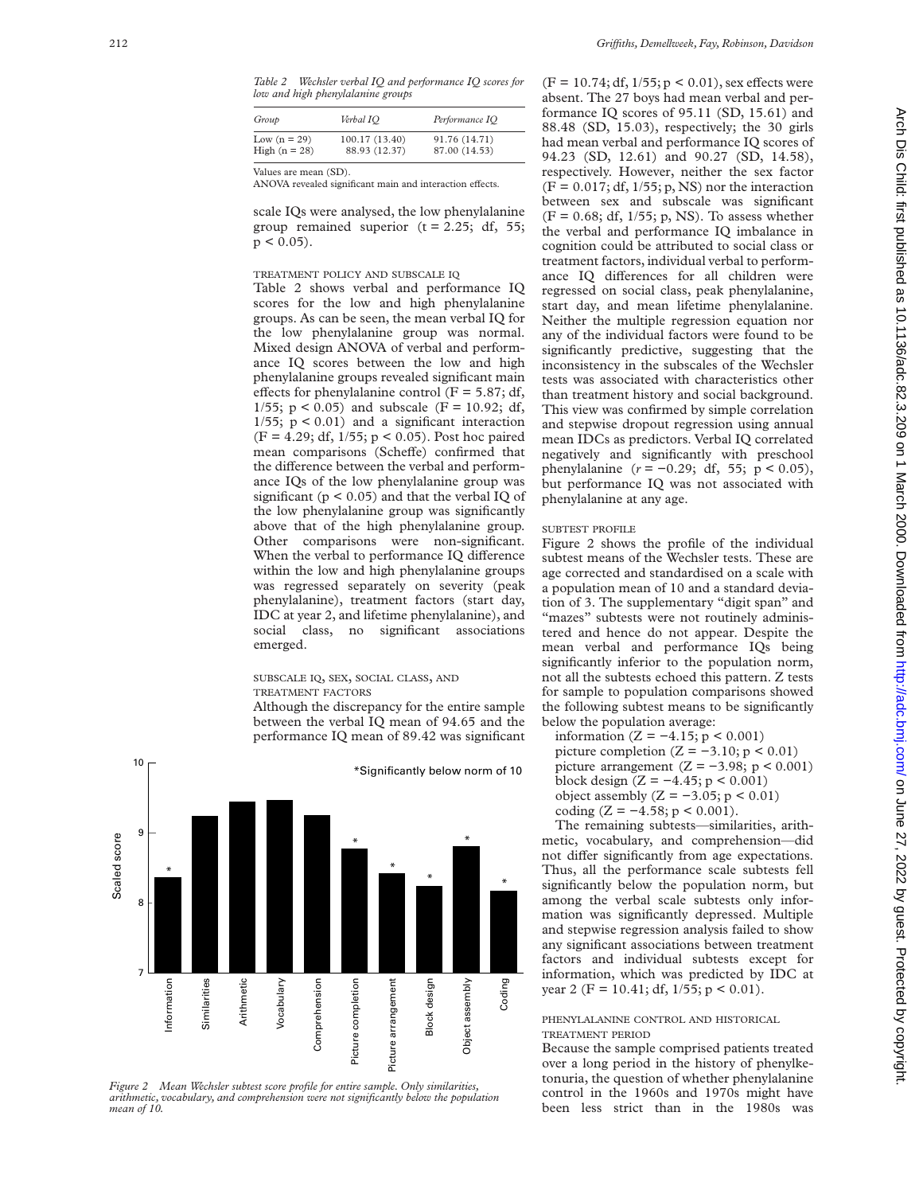*Table 2 Wechsler verbal IQ and performance IQ scores for low and high phenylalanine groups*

| Group | Verbal IQ | Performance IQ |
|---|---|---|
| Low (n = 29) | 100.17 (13.40) | 91.76 (14.71) |
| High (n = 28) | 88.93 (12.37) | 87.00 (14.53) |

Values are mean (SD).
ANOVA revealed significant main and interaction effects.

scale IQs were analysed, the low phenylalanine group remained superior ($t = 2.25$; df, 55; $p < 0.05$).

#### TREATMENT POLICY AND SUBSCALE IQ

Table 2 shows verbal and performance IQ scores for the low and high phenylalanine groups. As can be seen, the mean verbal IQ for the low phenylalanine group was normal. Mixed design ANOVA of verbal and performance IQ scores between the low and high phenylalanine groups revealed significant main effects for phenylalanine control ($F = 5.87$; df, 1/55; $p < 0.05$) and subscale ($F = 10.92$; df, 1/55; $p < 0.01$) and a significant interaction ($F = 4.29$; df, 1/55; $p < 0.05$). Post hoc paired mean comparisons (Scheffe) confirmed that the difference between the verbal and performance IQs of the low phenylalanine group was significant ($p < 0.05$) and that the verbal IQ of the low phenylalanine group was significantly above that of the high phenylalanine group. Other comparisons were non-significant. When the verbal to performance IQ difference within the low and high phenylalanine groups was regressed separately on severity (peak phenylalanine), treatment factors (start day, IDC at year 2, and lifetime phenylalanine), and social class, no significant associations emerged.

#### SUBSCALE IQ, SEX, SOCIAL CLASS, AND TREATMENT FACTORS

Although the discrepancy for the entire sample between the verbal IQ mean of 94.65 and the performance IQ mean of 89.42 was significant ($F = 10.74$; df, 1/55; $p < 0.01$), sex effects were absent. The 27 boys had mean verbal and performance IQ scores of 95.11 (SD, 15.61) and 88.48 (SD, 15.03), respectively; the 30 girls had mean verbal and performance IQ scores of 94.23 (SD, 12.61) and 90.27 (SD, 14.58), respectively. However, neither the sex factor ($F = 0.017$; df, 1/55; p, NS) nor the interaction between sex and subscale was significant ($F = 0.68$; df, 1/55; p, NS). To assess whether the verbal and performance IQ imbalance in cognition could be attributed to social class or treatment factors, individual verbal to performance IQ differences for all children were regressed on social class, peak phenylalanine, start day, and mean lifetime phenylalanine. Neither the multiple regression equation nor any of the individual factors were found to be significantly predictive, suggesting that the inconsistency in the subscales of the Wechsler tests was associated with characteristics other than treatment history and social background. This view was confirmed by simple correlation and stepwise dropout regression using annual mean IDCs as predictors. Verbal IQ correlated negatively and significantly with preschool phenylalanine ($r = -0.29$; df, 55; $p < 0.05$), but performance IQ was not associated with phenylalanine at any age.

#### SUBTEST PROFILE

Figure 2 shows the profile of the individual subtest means of the Wechsler tests. These are age corrected and standardised on a scale with a population mean of 10 and a standard deviation of 3. The supplementary "digit span" and "mazes" subtests were not routinely administered and hence do not appear. Despite the mean verbal and performance IQs being significantly inferior to the population norm, not all the subtests echoed this pattern. Z tests for sample to population comparisons showed the following subtest means to be significantly below the population average:

information ($Z = -4.15$; $p < 0.001$)
picture completion ($Z = -3.10$; $p < 0.01$)
picture arrangement ($Z = -3.98$; $p < 0.001$)
block design ($Z = -4.45$; $p < 0.001$)
object assembly ($Z = -3.05$; $p < 0.01$)
coding ($Z = -4.58$; $p < 0.001$).

The remaining subtests—similarities, arithmetic, vocabulary, and comprehension—did not differ significantly from age expectations. Thus, all the performance scale subtests fell significantly below the population norm, but among the verbal scale subtests only information was significantly depressed. Multiple and stepwise regression analysis failed to show any significant associations between treatment factors and individual subtests except for information, which was predicted by IDC at year 2 ($F = 10.41$; df, 1/55; $p < 0.01$).

*Figure 2 Mean Wechsler subtest score profile for entire sample. Only similarities, arithmetic, vocabulary, and comprehension were not significantly below the population mean of 10.*

#### PHENYLALANINE CONTROL AND HISTORICAL TREATMENT PERIOD

Because the sample comprised patients treated over a long period in the history of phenylketonuria, the question of whether phenylalanine control in the 1960s and 1970s might have been less strict than in the 1980s was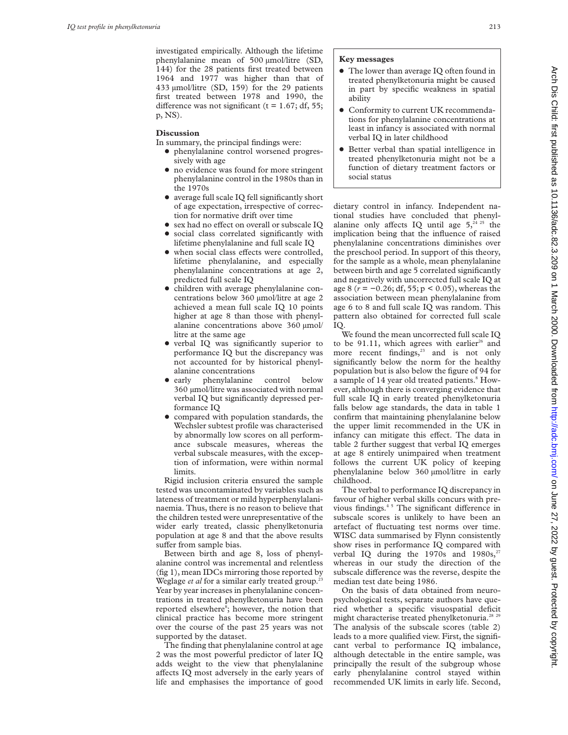investigated empirically. Although the lifetime phenylalanine mean of 500 μmol/litre (SD, 144) for the 28 patients first treated between 1964 and 1977 was higher than that of 433 μmol/litre (SD, 159) for the 29 patients first treated between 1978 and 1990, the difference was not significant ($t = 1.67$; df, 55; p, NS).

## Discussion

In summary, the principal findings were:

- phenylalanine control worsened progressively with age
- no evidence was found for more stringent phenylalanine control in the 1980s than in the 1970s
- average full scale IQ fell significantly short of age expectation, irrespective of correction for normative drift over time
- sex had no effect on overall or subscale IQ
- social class correlated significantly with lifetime phenylalanine and full scale IQ
- when social class effects were controlled, lifetime phenylalanine, and especially phenylalanine concentrations at age 2, predicted full scale IQ
- children with average phenylalanine concentrations below 360 μmol/litre at age 2 achieved a mean full scale IQ 10 points higher at age 8 than those with phenylalanine concentrations above 360 μmol/litre at the same age
- verbal IQ was significantly superior to performance IQ but the discrepancy was not accounted for by historical phenylalanine concentrations
- early phenylalanine control below 360 μmol/litre was associated with normal verbal IQ but significantly depressed performance IQ
- compared with population standards, the Wechsler subtest profile was characterised by abnormally low scores on all performance subscale measures, whereas the verbal subscale measures, with the exception of information, were within normal limits.

Rigid inclusion criteria ensured the sample tested was uncontaminated by variables such as lateness of treatment or mild hyperphenylalaninaemia. Thus, there is no reason to believe that the children tested were unrepresentative of the wider early treated, classic phenylketonuria population at age 8 and that the above results suffer from sample bias.

Between birth and age 8, loss of phenylalanine control was incremental and relentless (fig 1), mean IDCs mirroring those reported by Weglage *et al* for a similar early treated group.[23] Year by year increases in phenylalanine concentrations in treated phenylketonuria have been reported elsewhere[8]; however, the notion that clinical practice has become more stringent over the course of the past 25 years was not supported by the dataset.

The finding that phenylalanine control at age 2 was the most powerful predictor of later IQ adds weight to the view that phenylalanine affects IQ most adversely in the early years of life and emphasises the importance of good dietary control in infancy. Independent national studies have concluded that phenylalanine only affects IQ until age 5,[24 25] the implication being that the influence of raised phenylalanine concentrations diminishes over the preschool period. In support of this theory, for the sample as a whole, mean phenylalanine between birth and age 5 correlated significantly and negatively with uncorrected full scale IQ at age 8 ($r = -0.26$; df, 55; $p < 0.05$), whereas the association between mean phenylalanine from age 6 to 8 and full scale IQ was random. This pattern also obtained for corrected full scale IQ.

**Key messages**

- The lower than average IQ often found in treated phenylketonuria might be caused in part by specific weakness in spatial ability
- Conformity to current UK recommendations for phenylalanine concentrations at least in infancy is associated with normal verbal IQ in later childhood
- Better verbal than spatial intelligence in treated phenylketonuria might not be a function of dietary treatment factors or social status

We found the mean uncorrected full scale IQ to be 91.11, which agrees with earlier[26] and more recent findings,[23] and is not only significantly below the norm for the healthy population but is also below the figure of 94 for a sample of 14 year old treated patients.[8] However, although there is converging evidence that full scale IQ in early treated phenylketonuria falls below age standards, the data in table 1 confirm that maintaining phenylalanine below the upper limit recommended in the UK in infancy can mitigate this effect. The data in table 2 further suggest that verbal IQ emerges at age 8 entirely unimpaired when treatment follows the current UK policy of keeping phenylalanine below 360 μmol/litre in early childhood.

The verbal to performance IQ discrepancy in favour of higher verbal skills concurs with previous findings.[4 5] The significant difference in subscale scores is unlikely to have been an artefact of fluctuating test norms over time. WISC data summarised by Flynn consistently show rises in performance IQ compared with verbal IQ during the 1970s and 1980s,[27] whereas in our study the direction of the subscale difference was the reverse, despite the median test date being 1986.

On the basis of data obtained from neuropsychological tests, separate authors have queried whether a specific visuospatial deficit might characterise treated phenylketonuria.[28 29] The analysis of the subscale scores (table 2) leads to a more qualified view. First, the significant verbal to performance IQ imbalance, although detectable in the entire sample, was principally the result of the subgroup whose early phenylalanine control stayed within recommended UK limits in early life. Second,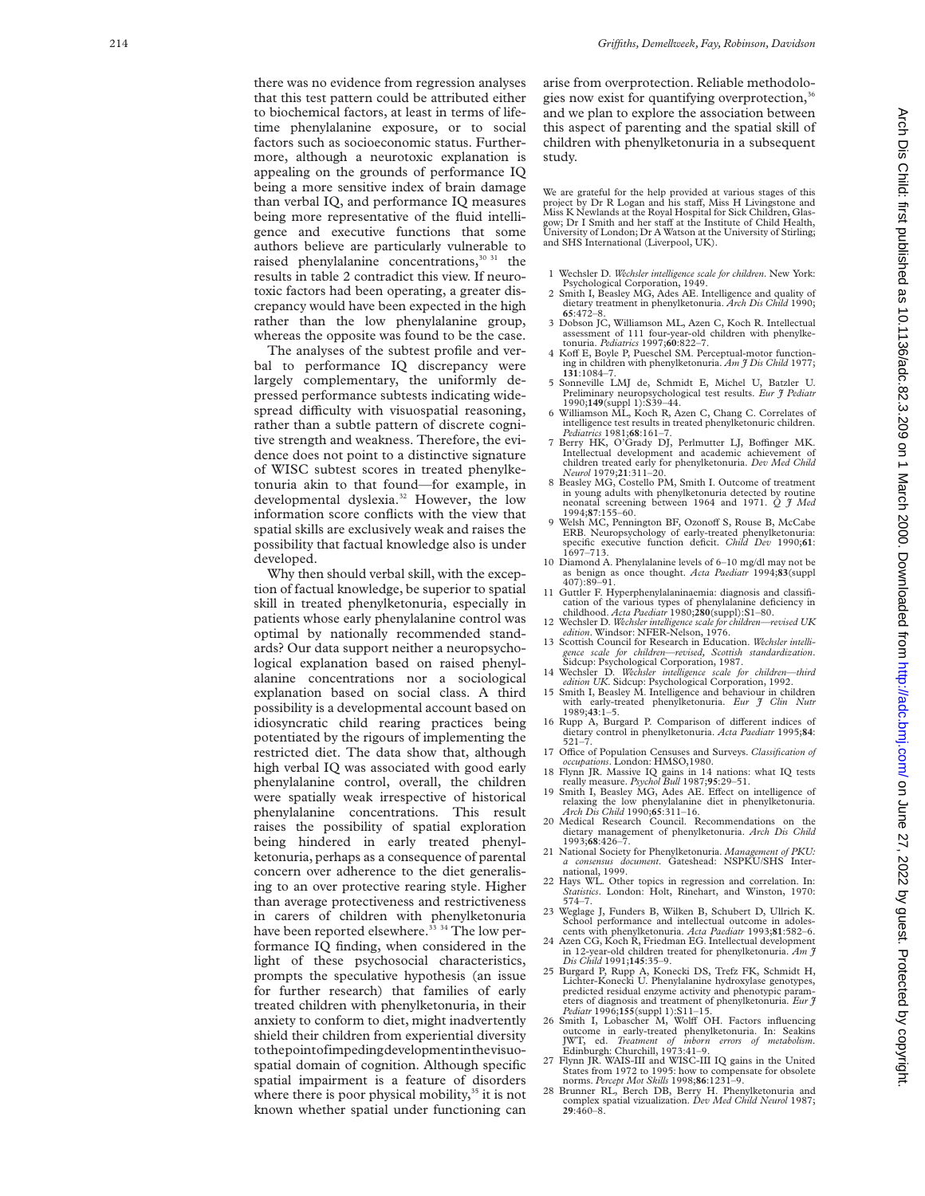there was no evidence from regression analyses that this test pattern could be attributed either to biochemical factors, at least in terms of lifetime phenylalanine exposure, or to social factors such as socioeconomic status. Furthermore, although a neurotoxic explanation is appealing on the grounds of performance IQ being a more sensitive index of brain damage than verbal IQ, and performance IQ measures being more representative of the fluid intelligence and executive functions that some authors believe are particularly vulnerable to raised phenylalanine concentrations,[30 31] the results in table 2 contradict this view. If neurotoxic factors had been operating, a greater discrepancy would have been expected in the high rather than the low phenylalanine group, whereas the opposite was found to be the case.

The analyses of the subtest profile and verbal to performance IQ discrepancy were largely complementary, the uniformly depressed performance subtests indicating widespread difficulty with visuospatial reasoning, rather than a subtle pattern of discrete cognitive strength and weakness. Therefore, the evidence does not point to a distinctive signature of WISC subtest scores in treated phenylketonuria akin to that found—for example, in developmental dyslexia.[32] However, the low information score conflicts with the view that spatial skills are exclusively weak and raises the possibility that factual knowledge also is under developed.

Why then should verbal skill, with the exception of factual knowledge, be superior to spatial skill in treated phenylketonuria, especially in patients whose early phenylalanine control was optimal by nationally recommended standards? Our data support neither a neuropsychological explanation based on raised phenylalanine concentrations nor a sociological explanation based on social class. A third possibility is a developmental account based on idiosyncratic child rearing practices being potentiated by the rigours of implementing the restricted diet. The data show that, although high verbal IQ was associated with good early phenylalanine control, overall, the children were spatially weak irrespective of historical phenylalanine concentrations. This result raises the possibility of spatial exploration being hindered in early treated phenylketonuria, perhaps as a consequence of parental concern over adherence to the diet generalising to an over protective rearing style. Higher than average protectiveness and restrictiveness in carers of children with phenylketonuria have been reported elsewhere.[33 34] The low performance IQ finding, when considered in the light of these psychosocial characteristics, prompts the speculative hypothesis (an issue for further research) that families of early treated children with phenylketonuria, in their anxiety to conform to diet, might inadvertently shield their children from experiential diversity to the point of impeding development in the visuospatial domain of cognition. Although specific spatial impairment is a feature of disorders where there is poor physical mobility,[35] it is not known whether spatial under functioning can arise from overprotection. Reliable methodologies now exist for quantifying overprotection,[36] and we plan to explore the association between this aspect of parenting and the spatial skill of children with phenylketonuria in a subsequent study.

We are grateful for the help provided at various stages of this project by Dr R Logan and his staff, Miss H Livingstone and Miss K Newlands at the Royal Hospital for Sick Children, Glasgow; Dr I Smith and her staff at the Institute of Child Health, University of London; Dr A Watson at the University of Stirling; and SHS International (Liverpool, UK).

1 Wechsler D. *Wechsler intelligence scale for children*. New York: Psychological Corporation, 1949.
2 Smith I, Beasley MG, Ades AE. Intelligence and quality of dietary treatment in phenylketonuria. *Arch Dis Child* 1990; **65**:472–8.
3 Dobson JC, Williamson ML, Azen C, Koch R. Intellectual assessment of 111 four-year-old children with phenylketonuria. *Pediatrics* 1997;**60**:822–7.
4 Koff E, Boyle P, Pueschel SM. Perceptual-motor functioning in children with phenylketonuria. *Am J Dis Child* 1977; **131**:1084–7.
5 Sonneville LMJ de, Schmidt E, Michel U, Batzler U. Preliminary neuropsychological test results. *Eur J Pediatr* 1990;**149**(suppl 1):S39–44.
6 Williamson ML, Koch R, Azen C, Chang C. Correlates of intelligence test results in treated phenylketonuric children. *Pediatrics* 1981;**68**:161–7.
7 Berry HK, O'Grady DJ, Perlmutter LJ, Boffinger MK. Intellectual development and academic achievement of children treated early for phenylketonuria. *Dev Med Child Neurol* 1979;**21**:311–20.
8 Beasley MG, Costello PM, Smith I. Outcome of treatment in young adults with phenylketonuria detected by routine neonatal screening between 1964 and 1971. *Q J Med* 1994;**87**:155–60.
9 Welsh MC, Pennington BF, Ozonoff S, Rouse B, McCabe ERB. Neuropsychology of early-treated phenylketonuria: specific executive function deficit. *Child Dev* 1990;**61**: 1697–713.
10 Diamond A. Phenylalanine levels of 6–10 mg/dl may not be as benign as once thought. *Acta Paediatr* 1994;**83**(suppl 407):89–91.
11 Guttler F. Hyperphenylalaninaemia: diagnosis and classification of the various types of phenylalanine deficiency in childhood. *Acta Paediatr* 1980;**280**(suppl):S1–80.
12 Wechsler D. *Wechsler intelligence scale for children—revised UK edition*. Windsor: NFER-Nelson, 1976.
13 Scottish Council for Research in Education. *Wechsler intelligence scale for children—revised, Scottish standardization*. Sidcup: Psychological Corporation, 1987.
14 Wechsler D. *Wechsler intelligence scale for children—third edition UK*. Sidcup: Psychological Corporation, 1992.
15 Smith I, Beasley M. Intelligence and behaviour in children with early-treated phenylketonuria. *Eur J Clin Nutr* 1989;**43**:1–5.
16 Rupp A, Burgard P. Comparison of different indices of dietary control in phenylketonuria. *Acta Paediatr* 1995;**84**: 521–7.
17 Office of Population Censuses and Surveys. *Classification of occupations*. London: HMSO,1980.
18 Flynn JR. Massive IQ gains in 14 nations: what IQ tests really measure. *Psychol Bull* 1987;**95**:29–51.
19 Smith I, Beasley MG, Ades AE. Effect on intelligence of relaxing the low phenylalanine diet in phenylketonuria. *Arch Dis Child* 1990;**65**:311–16.
20 Medical Research Council. Recommendations on the dietary management of phenylketonuria. *Arch Dis Child* 1993;**68**:426–7.
21 National Society for Phenylketonuria. *Management of PKU: a consensus document*. Gateshead: NSPKU/SHS International, 1999.
22 Hays WL. Other topics in regression and correlation. In: *Statistics*. London: Holt, Rinehart, and Winston, 1970: 574–7.
23 Weglage J, Funders B, Wilken B, Schubert D, Ullrich K. School performance and intellectual outcome in adolescents with phenylketonuria. *Acta Paediatr* 1993;**81**:582–6.
24 Azen CG, Koch R, Friedman EG. Intellectual development in 12-year-old children treated for phenylketonuria. *Am J Dis Child* 1991;**145**:35–9.
25 Burgard P, Rupp A, Konecki DS, Trefz FK, Schmidt H, Lichter-Konecki U. Phenylalanine hydroxylase genotypes, predicted residual enzyme activity and phenotypic parameters of diagnosis and treatment of phenylketonuria. *Eur J Pediatr* 1996;**155**(suppl 1):S11–15.
26 Smith I, Lobascher M, Wolff OH. Factors influencing outcome in early-treated phenylketonuria. In: Seakins JWT, ed. *Treatment of inborn errors of metabolism*. Edinburgh: Churchill, 1973:41–9.
27 Flynn JR. WAIS-III and WISC-III IQ gains in the United States from 1972 to 1995: how to compensate for obsolete norms. *Percept Mot Skills* 1998;**86**:1231–9.
28 Brunner RL, Berch DB, Berry H. Phenylketonuria and complex spatial vizualization. *Dev Med Child Neurol* 1987; **29**:460–8.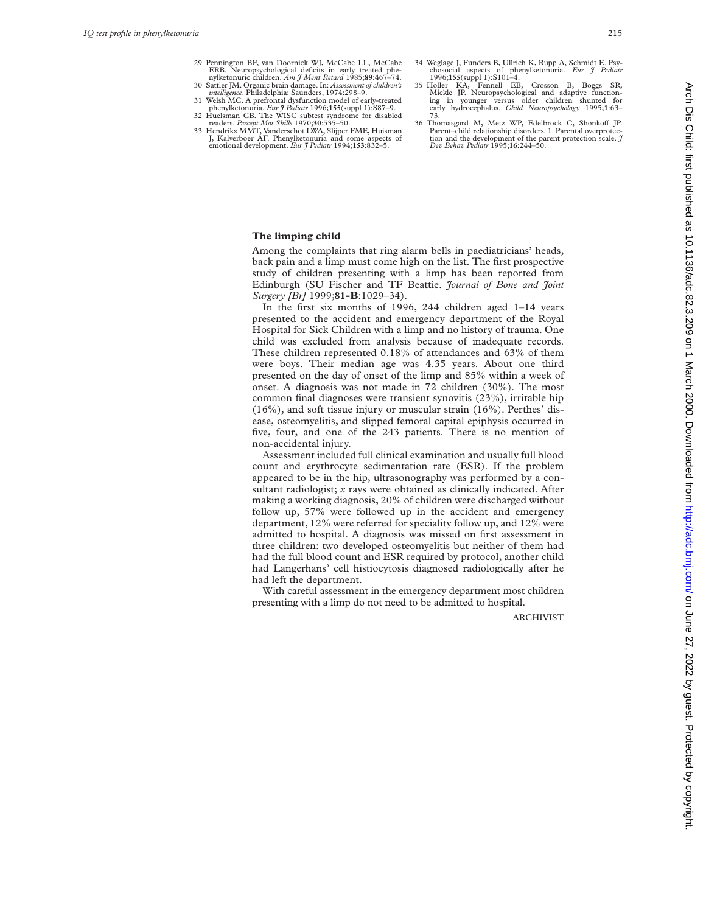29 Pennington BF, van Doornick WJ, McCabe LL, McCabe ERB. Neuropsychological deficits in early treated phenylketonuric children. *Am J Ment Retard* 1985;**89**:467–74.

30 Sattler JM. Organic brain damage. In: *Assessment of children's intelligence*. Philadelphia: Saunders, 1974:298–9.

31 Welsh MC. A prefrontal dysfunction model of early-treated phenylketonuria. *Eur J Pediatr* 1996;**155**(suppl 1):S87–9.

32 Huelsman CB. The WISC subtest syndrome for disabled readers. *Percept Mot Skills* 1970;**30**:535–50.

33 Hendrikx MMT, Vanderschot LWA, Slijper FME, Huisman J, Kalverboer AF. Phenylketonuria and some aspects of emotional development. *Eur J Pediatr* 1994;**153**:832–5.

34 Weglage J, Funders B, Ullrich K, Rupp A, Schmidt E. Psychosocial aspects of phenylketonuria. *Eur J Pediatr* 1996;**155**(suppl 1):S101–4.

35 Holler KA, Fennell EB, Crosson B, Boggs SR, Mickle JP. Neuropsychological and adaptive functioning in younger versus older children shunted for early hydrocephalus. *Child Neuropsychology* 1995;**1**:63–73.

36 Thomasgard M, Metz WP, Edelbrock C, Shonkoff JP. Parent–child relationship disorders. 1. Parental overprotection and the development of the parent protection scale. *J Dev Behav Pediatr* 1995;**16**:244–50.

---

## The limping child

Among the complaints that ring alarm bells in paediatricians' heads, back pain and a limp must come high on the list. The first prospective study of children presenting with a limp has been reported from Edinburgh (SU Fischer and TF Beattie. *Journal of Bone and Joint Surgery [Br]* 1999;**81-B**:1029–34).

In the first six months of 1996, 244 children aged 1–14 years presented to the accident and emergency department of the Royal Hospital for Sick Children with a limp and no history of trauma. One child was excluded from analysis because of inadequate records. These children represented 0.18% of attendances and 63% of them were boys. Their median age was 4.35 years. About one third presented on the day of onset of the limp and 85% within a week of onset. A diagnosis was not made in 72 children (30%). The most common final diagnoses were transient synovitis (23%), irritable hip (16%), and soft tissue injury or muscular strain (16%). Perthes' disease, osteomyelitis, and slipped femoral capital epiphysis occurred in five, four, and one of the 243 patients. There is no mention of non-accidental injury.

Assessment included full clinical examination and usually full blood count and erythrocyte sedimentation rate (ESR). If the problem appeared to be in the hip, ultrasonography was performed by a consultant radiologist; *x* rays were obtained as clinically indicated. After making a working diagnosis, 20% of children were discharged without follow up, 57% were followed up in the accident and emergency department, 12% were referred for speciality follow up, and 12% were admitted to hospital. A diagnosis was missed on first assessment in three children: two developed osteomyelitis but neither of them had had the full blood count and ESR required by protocol, another child had Langerhans' cell histiocytosis diagnosed radiologically after he had left the department.

With careful assessment in the emergency department most children presenting with a limp do not need to be admitted to hospital.

ARCHIVIST